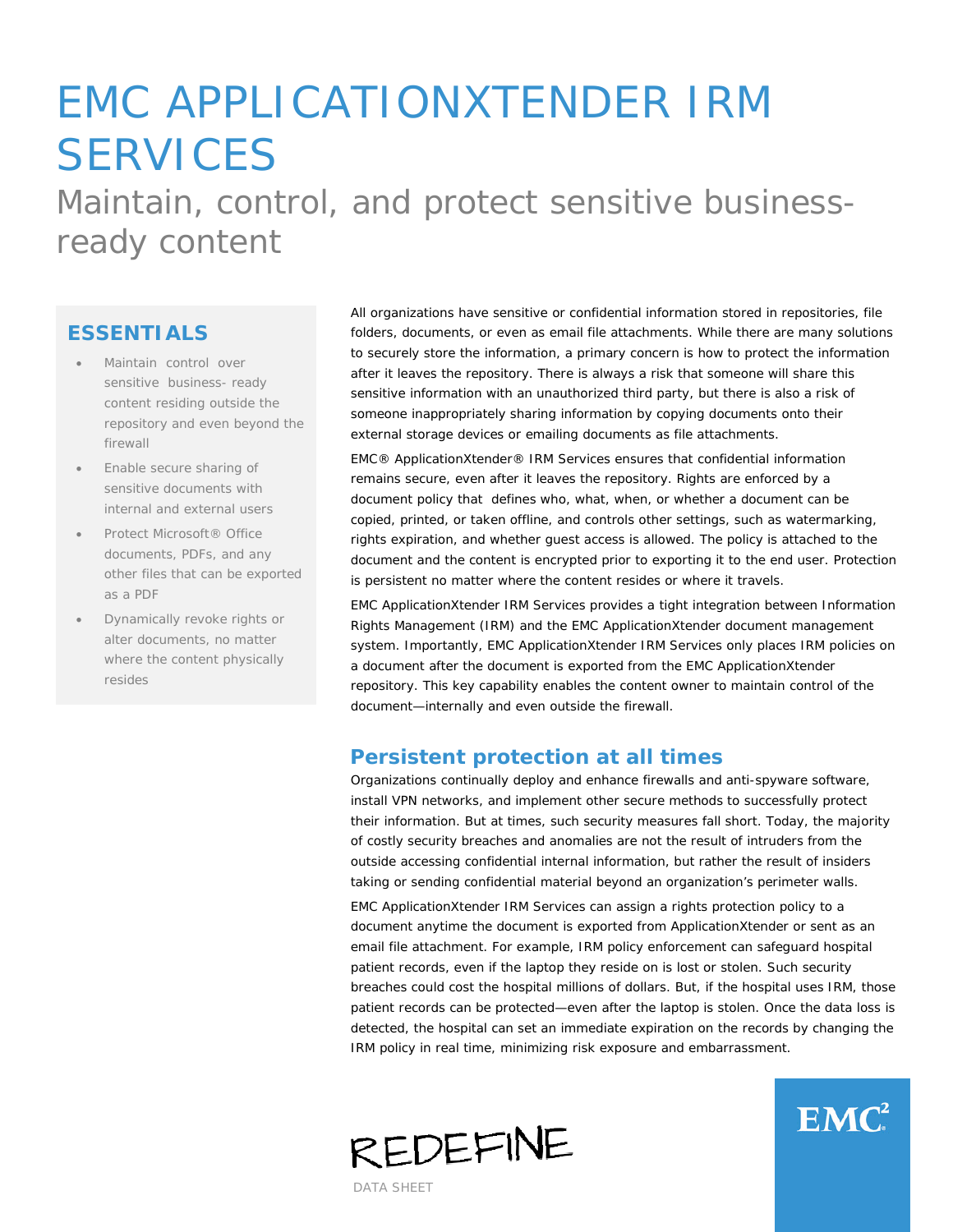# EMC APPLICATIONXTENDER IRM SERVICES

## Maintain, control, and protect sensitive business-ready content

### ESSENTIALS

- Maintain control over sensitive business- ready content residing outside the repository and even beyond the firewall
- Enable secure sharing of sensitive documents with internal and external users
- Protect Microsoft® Office documents, PDFs, and any other files that can be exported as a PDF
- Dynamically revoke rights or alter documents, no matter where the content physically resides

All organizations have sensitive or confidential information stored in repositories, file folders, documents, or even as email file attachments. While there are many solutions to securely store the information, a primary concern is how to protect the information after it leaves the repository. There is always a risk that someone will share this sensitive information with an unauthorized third party, but there is also a risk of someone inappropriately sharing information by copying documents onto their external storage devices or emailing documents as file attachments.

EMC® ApplicationXtender® IRM Services ensures that confidential information remains secure, even after it leaves the repository. Rights are enforced by a document policy that defines who, what, when, or whether a document can be copied, printed, or taken offline, and controls other settings, such as watermarking, rights expiration, and whether guest access is allowed. The policy is attached to the document and the content is encrypted prior to exporting it to the end user. Protection is persistent no matter where the content resides or where it travels.

EMC ApplicationXtender IRM Services provides a tight integration between Information Rights Management (IRM) and the EMC ApplicationXtender document management system. Importantly, EMC ApplicationXtender IRM Services only places IRM policies on a document after the document is exported from the EMC ApplicationXtender repository. This key capability enables the content owner to maintain control of the document—internally and even outside the firewall.

### Persistent protection at all times

Organizations continually deploy and enhance firewalls and anti-spyware software, install VPN networks, and implement other secure methods to successfully protect their information. But at times, such security measures fall short. Today, the majority of costly security breaches and anomalies are not the result of intruders from the outside accessing confidential internal information, but rather the result of insiders taking or sending confidential material beyond an organization's perimeter walls.

EMC ApplicationXtender IRM Services can assign a rights protection policy to a document anytime the document is exported from ApplicationXtender or sent as an email file attachment. For example, IRM policy enforcement can safeguard hospital patient records, even if the laptop they reside on is lost or stolen. Such security breaches could cost the hospital millions of dollars. But, if the hospital uses IRM, those patient records can be protected—even after the laptop is stolen. Once the data loss is detected, the hospital can set an immediate expiration on the records by changing the IRM policy in real time, minimizing risk exposure and embarrassment.

REDEFINE

DATA SHEET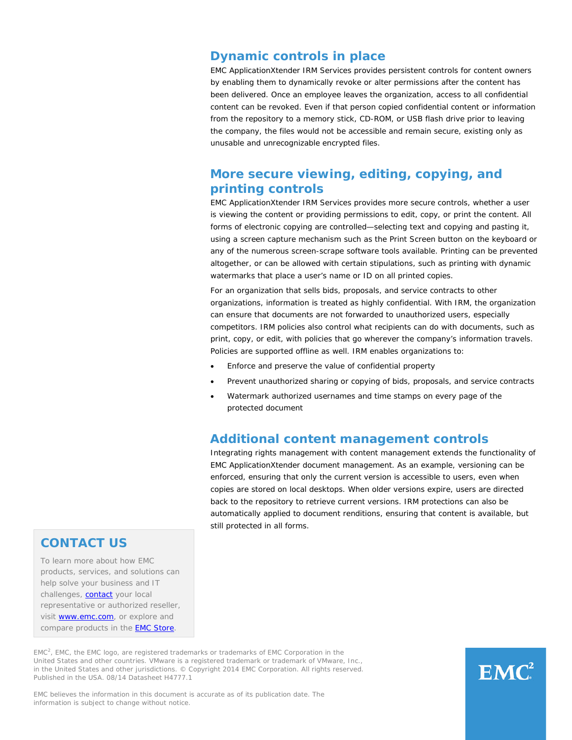## Dynamic controls in place

EMC ApplicationXtender IRM Services provides persistent controls for content owners by enabling them to dynamically revoke or alter permissions after the content has been delivered. Once an employee leaves the organization, access to all confidential content can be revoked. Even if that person copied confidential content or information from the repository to a memory stick, CD-ROM, or USB flash drive prior to leaving the company, the files would not be accessible and remain secure, existing only as unusable and unrecognizable encrypted files.

## More secure viewing, editing, copying, and printing controls

EMC ApplicationXtender IRM Services provides more secure controls, whether a user is viewing the content or providing permissions to edit, copy, or print the content. All forms of electronic copying are controlled—selecting text and copying and pasting it, using a screen capture mechanism such as the Print Screen button on the keyboard or any of the numerous screen-scrape software tools available. Printing can be prevented altogether, or can be allowed with certain stipulations, such as printing with dynamic watermarks that place a user's name or ID on all printed copies.

For an organization that sells bids, proposals, and service contracts to other organizations, information is treated as highly confidential. With IRM, the organization can ensure that documents are not forwarded to unauthorized users, especially competitors. IRM policies also control what recipients can do with documents, such as print, copy, or edit, with policies that go wherever the company's information travels. Policies are supported offline as well. IRM enables organizations to:

- Enforce and preserve the value of confidential property
- Prevent unauthorized sharing or copying of bids, proposals, and service contracts
- Watermark authorized usernames and time stamps on every page of the protected document

## Additional content management controls

Integrating rights management with content management extends the functionality of EMC ApplicationXtender document management. As an example, versioning can be enforced, ensuring that only the current version is accessible to users, even when copies are stored on local desktops. When older versions expire, users are directed back to the repository to retrieve current versions. IRM protections can also be automatically applied to document renditions, ensuring that content is available, but still protected in all forms.

## CONTACT US

To learn more about how EMC products, services, and solutions can help solve your business and IT challenges, contact your local representative or authorized reseller, visit www.emc.com, or explore and compare products in the EMC Store.

EMC², EMC, the EMC logo, are registered trademarks or trademarks of EMC Corporation in the United States and other countries. VMware is a registered trademark or trademark of VMware, Inc., in the United States and other jurisdictions. © Copyright 2014 EMC Corporation. All rights reserved. Published in the USA. 08/14 Datasheet H4777.1

EMC believes the information in this document is accurate as of its publication date. The information is subject to change without notice.

EMC²